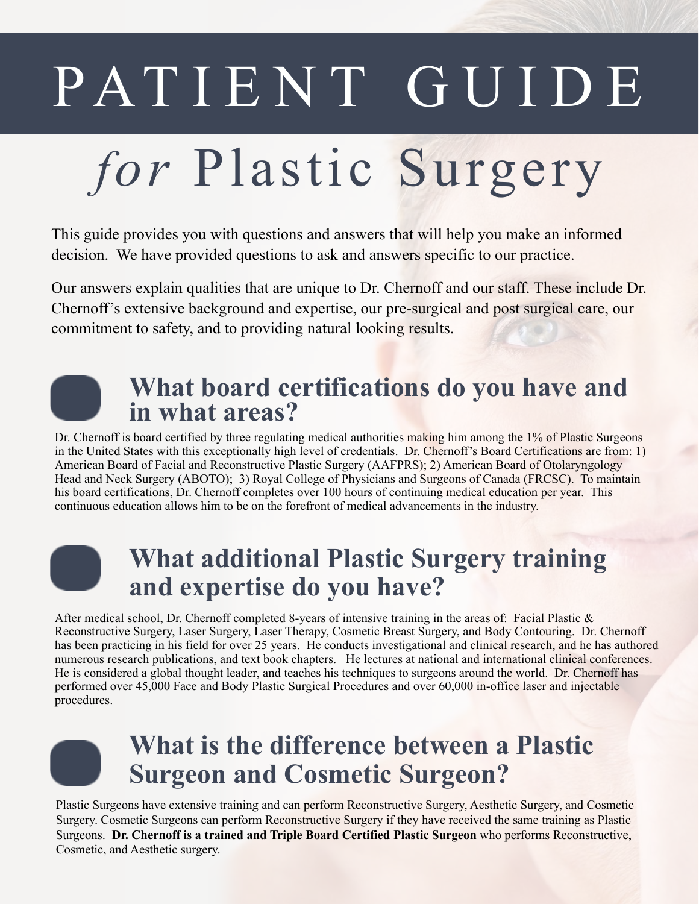# PATIENT GUIDE

# *for* Plastic Surgery

This guide provides you with questions and answers that will help you make an informed decision. We have provided questions to ask and answers specific to our practice.

Our answers explain qualities that are unique to Dr. Chernoff and our staff. These include Dr. Chernoff's extensive background and expertise, our pre-surgical and post surgical care, our commitment to safety, and to providing natural looking results.

## What board certifications do you have and in what areas?

Dr. Chernoff is board certified by three regulating medical authorities making him among the 1% of Plastic Surgeons in the United States with this exceptionally high level of credentials. Dr. Chernoff's Board Certifications are from: 1) American Board of Facial and Reconstructive Plastic Surgery (AAFPRS); 2) American Board of Otolaryngology Head and Neck Surgery (ABOTO); 3) Royal College of Physicians and Surgeons of Canada (FRCSC). To maintain his board certifications, Dr. Chernoff completes over 100 hours of continuing medical education per year. This continuous education allows him to be on the forefront of medical advancements in the industry.

## What additional Plastic Surgery training and expertise do you have?

After medical school, Dr. Chernoff completed 8-years of intensive training in the areas of: Facial Plastic & Reconstructive Surgery, Laser Surgery, Laser Therapy, Cosmetic Breast Surgery, and Body Contouring. Dr. Chernoff has been practicing in his field for over 25 years. He conducts investigational and clinical research, and he has authored numerous research publications, and text book chapters. He lectures at national and international clinical conferences. He is considered a global thought leader, and teaches his techniques to surgeons around the world. Dr. Chernoff has performed over 45,000 Face and Body Plastic Surgical Procedures and over 60,000 in-office laser and injectable procedures.

## What is the difference between a Plastic Surgeon and Cosmetic Surgeon?

Plastic Surgeons have extensive training and can perform Reconstructive Surgery, Aesthetic Surgery, and Cosmetic Surgery. Cosmetic Surgeons can perform Reconstructive Surgery if they have received the same training as Plastic Surgeons. **Dr. Chernoff is a trained and Triple Board Certified Plastic Surgeon** who performs Reconstructive, Cosmetic, and Aesthetic surgery.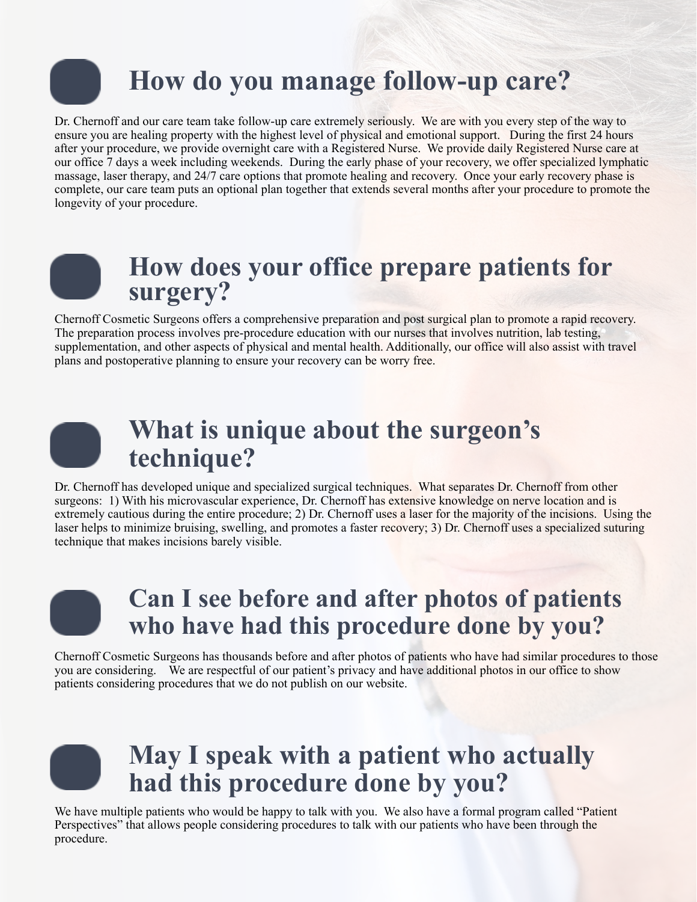## How do you manage follow-up care?

Dr. Chernoff and our care team take follow-up care extremely seriously. We are with you every step of the way to ensure you are healing property with the highest level of physical and emotional support. During the first 24 hours after your procedure, we provide overnight care with a Registered Nurse. We provide daily Registered Nurse care at our office 7 days a week including weekends. During the early phase of your recovery, we offer specialized lymphatic massage, laser therapy, and 24/7 care options that promote healing and recovery. Once your early recovery phase is complete, our care team puts an optional plan together that extends several months after your procedure to promote the longevity of your procedure.

## How does your office prepare patients for surgery?

Chernoff Cosmetic Surgeons offers a comprehensive preparation and post surgical plan to promote a rapid recovery. The preparation process involves pre-procedure education with our nurses that involves nutrition, lab testing, supplementation, and other aspects of physical and mental health. Additionally, our office will also assist with travel plans and postoperative planning to ensure your recovery can be worry free.

## What is unique about the surgeon's technique?

Dr. Chernoff has developed unique and specialized surgical techniques. What separates Dr. Chernoff from other surgeons: 1) With his microvascular experience, Dr. Chernoff has extensive knowledge on nerve location and is extremely cautious during the entire procedure; 2) Dr. Chernoff uses a laser for the majority of the incisions. Using the laser helps to minimize bruising, swelling, and promotes a faster recovery; 3) Dr. Chernoff uses a specialized suturing technique that makes incisions barely visible.

## Can I see before and after photos of patients who have had this procedure done by you?

Chernoff Cosmetic Surgeons has thousands before and after photos of patients who have had similar procedures to those you are considering. We are respectful of our patient's privacy and have additional photos in our office to show patients considering procedures that we do not publish on our website.

## May I speak with a patient who actually had this procedure done by you?

We have multiple patients who would be happy to talk with you. We also have a formal program called "Patient Perspectives" that allows people considering procedures to talk with our patients who have been through the procedure.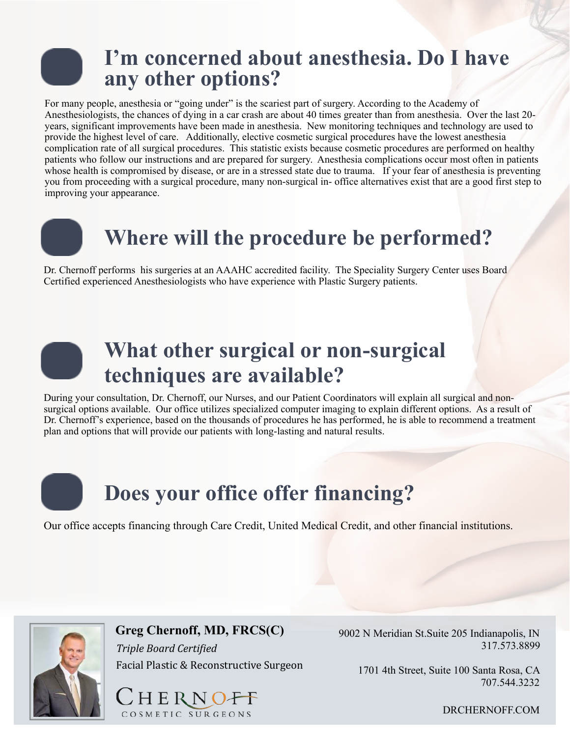## I'm concerned about anesthesia. Do I have any other options?

For many people, anesthesia or "going under" is the scariest part of surgery. According to the Academy of Anesthesiologists, the chances of dying in a car crash are about 40 times greater than from anesthesia. Over the last 20-years, significant improvements have been made in anesthesia. New monitoring techniques and technology are used to provide the highest level of care. Additionally, elective cosmetic surgical procedures have the lowest anesthesia complication rate of all surgical procedures. This statistic exists because cosmetic procedures are performed on healthy patients who follow our instructions and are prepared for surgery. Anesthesia complications occur most often in patients whose health is compromised by disease, or are in a stressed state due to trauma. If your fear of anesthesia is preventing you from proceeding with a surgical procedure, many non-surgical in- office alternatives exist that are a good first step to improving your appearance.

## Where will the procedure be performed?

Dr. Chernoff performs his surgeries at an AAAHC accredited facility. The Speciality Surgery Center uses Board Certified experienced Anesthesiologists who have experience with Plastic Surgery patients.

## What other surgical or non-surgical techniques are available?

During your consultation, Dr. Chernoff, our Nurses, and our Patient Coordinators will explain all surgical and non-surgical options available. Our office utilizes specialized computer imaging to explain different options. As a result of Dr. Chernoff's experience, based on the thousands of procedures he has performed, he is able to recommend a treatment plan and options that will provide our patients with long-lasting and natural results.

## Does your office offer financing?

Our office accepts financing through Care Credit, United Medical Credit, and other financial institutions.

**Greg Chernoff, MD, FRCS(C)**

*Triple Board Certified*

Facial Plastic & Reconstructive Surgeon

CHERNOFF
COSMETIC SURGEONS

9002 N Meridian St.Suite 205 Indianapolis, IN
317.573.8899

1701 4th Street, Suite 100 Santa Rosa, CA
707.544.3232

DRCHERNOFF.COM